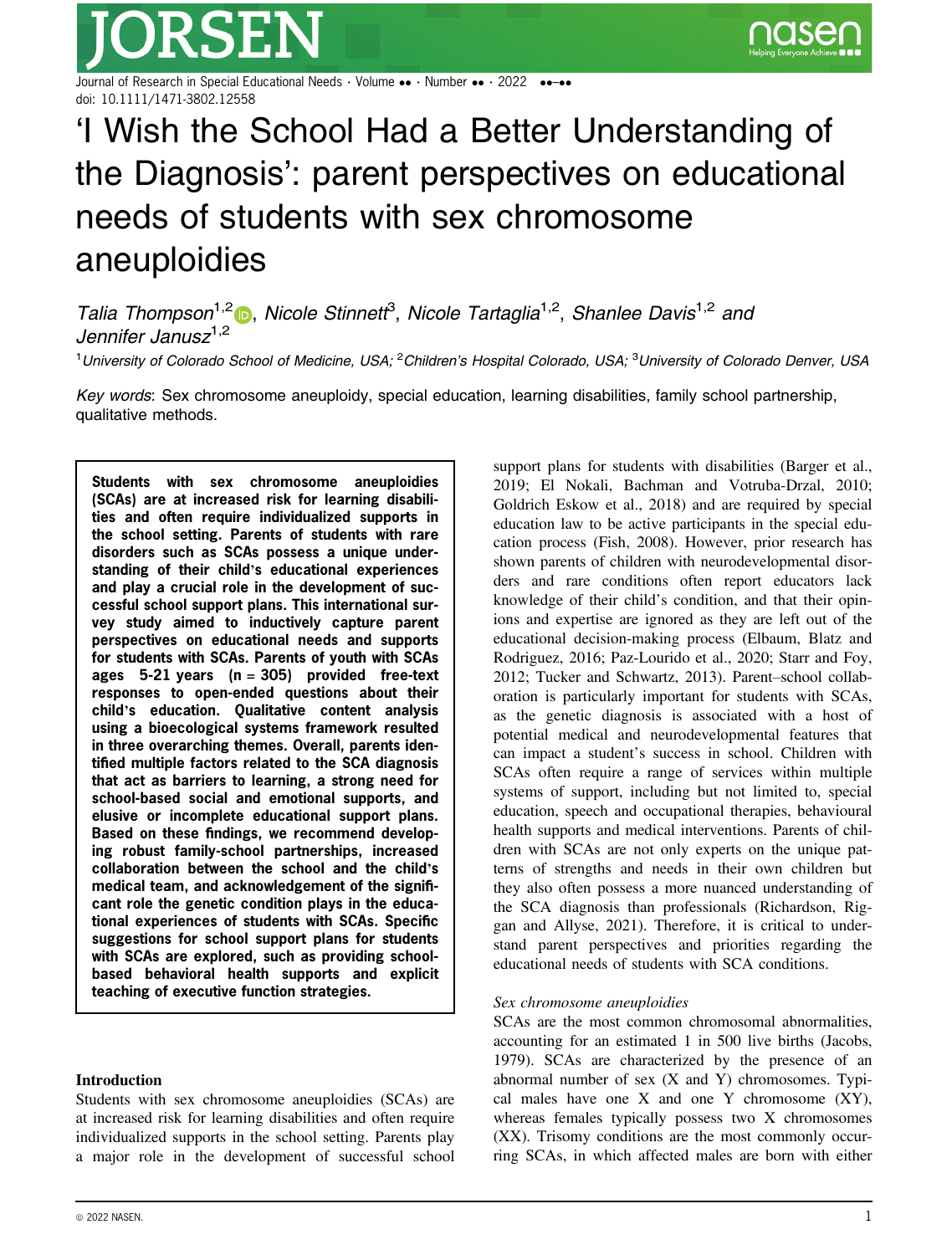# 'I Wish the School Had a Better Understanding of the Diagnosis': parent perspectives on educational needs of students with sex chromosome aneuploidies

*Talia Thompson*[1,2], *Nicole Stinnett*[3], *Nicole Tartaglia*[1,2], *Shanlee Davis*[1,2] and *Jennifer Janusz*[1,2]

[1]*University of Colorado School of Medicine, USA;* [2]*Children's Hospital Colorado, USA;* [3]*University of Colorado Denver, USA*

*Key words*: Sex chromosome aneuploidy, special education, learning disabilities, family school partnership, qualitative methods.

**Students with sex chromosome aneuploidies (SCAs) are at increased risk for learning disabilities and often require individualized supports in the school setting. Parents of students with rare disorders such as SCAs possess a unique understanding of their child's educational experiences and play a crucial role in the development of successful school support plans. This international survey study aimed to inductively capture parent perspectives on educational needs and supports for students with SCAs. Parents of youth with SCAs ages 5-21 years (n = 305) provided free-text responses to open-ended questions about their child's education. Qualitative content analysis using a bioecological systems framework resulted in three overarching themes. Overall, parents identified multiple factors related to the SCA diagnosis that act as barriers to learning, a strong need for school-based social and emotional supports, and elusive or incomplete educational support plans. Based on these findings, we recommend developing robust family-school partnerships, increased collaboration between the school and the child's medical team, and acknowledgement of the significant role the genetic condition plays in the educational experiences of students with SCAs. Specific suggestions for school support plans for students with SCAs are explored, such as providing school-based behavioral health supports and explicit teaching of executive function strategies.**

## Introduction

Students with sex chromosome aneuploidies (SCAs) are at increased risk for learning disabilities and often require individualized supports in the school setting. Parents play a major role in the development of successful school support plans for students with disabilities (Barger et al., 2019; El Nokali, Bachman and Votruba-Drzal, 2010; Goldrich Eskow et al., 2018) and are required by special education law to be active participants in the special education process (Fish, 2008). However, prior research has shown parents of children with neurodevelopmental disorders and rare conditions often report educators lack knowledge of their child's condition, and that their opinions and expertise are ignored as they are left out of the educational decision-making process (Elbaum, Blatz and Rodriguez, 2016; Paz-Lourido et al., 2020; Starr and Foy, 2012; Tucker and Schwartz, 2013). Parent–school collaboration is particularly important for students with SCAs, as the genetic diagnosis is associated with a host of potential medical and neurodevelopmental features that can impact a student's success in school. Children with SCAs often require a range of services within multiple systems of support, including but not limited to, special education, speech and occupational therapies, behavioural health supports and medical interventions. Parents of children with SCAs are not only experts on the unique patterns of strengths and needs in their own children but they also often possess a more nuanced understanding of the SCA diagnosis than professionals (Richardson, Riggan and Allyse, 2021). Therefore, it is critical to understand parent perspectives and priorities regarding the educational needs of students with SCA conditions.

### *Sex chromosome aneuploidies*

SCAs are the most common chromosomal abnormalities, accounting for an estimated 1 in 500 live births (Jacobs, 1979). SCAs are characterized by the presence of an abnormal number of sex (X and Y) chromosomes. Typical males have one X and one Y chromosome (XY), whereas females typically possess two X chromosomes (XX). Trisomy conditions are the most commonly occurring SCAs, in which affected males are born with either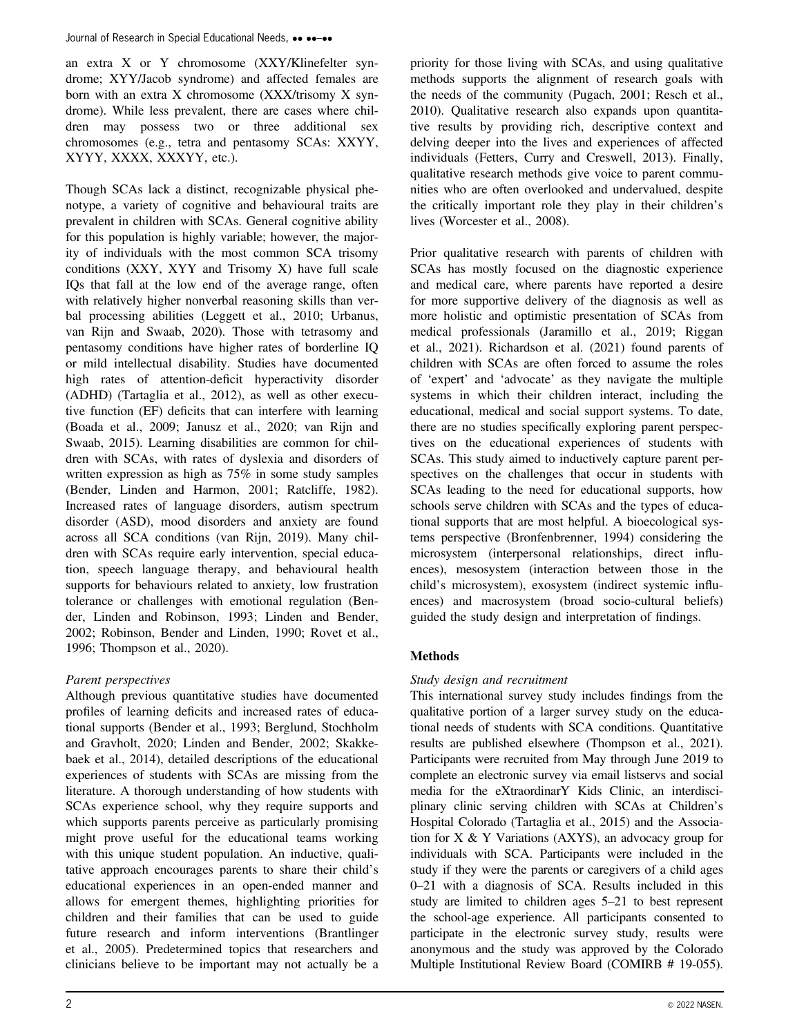an extra X or Y chromosome (XXY/Klinefelter syndrome; XYY/Jacob syndrome) and affected females are born with an extra X chromosome (XXX/trisomy X syndrome). While less prevalent, there are cases where children may possess two or three additional sex chromosomes (e.g., tetra and pentasomy SCAs: XXYY, XYYY, XXXX, XXXXY, etc.).

Though SCAs lack a distinct, recognizable physical phenotype, a variety of cognitive and behavioural traits are prevalent in children with SCAs. General cognitive ability for this population is highly variable; however, the majority of individuals with the most common SCA trisomy conditions (XXY, XYY and Trisomy X) have full scale IQs that fall at the low end of the average range, often with relatively higher nonverbal reasoning skills than verbal processing abilities (Leggett et al., 2010; Urbanus, van Rijn and Swaab, 2020). Those with tetrasomy and pentasomy conditions have higher rates of borderline IQ or mild intellectual disability. Studies have documented high rates of attention-deficit hyperactivity disorder (ADHD) (Tartaglia et al., 2012), as well as other executive function (EF) deficits that can interfere with learning (Boada et al., 2009; Janusz et al., 2020; van Rijn and Swaab, 2015). Learning disabilities are common for children with SCAs, with rates of dyslexia and disorders of written expression as high as 75% in some study samples (Bender, Linden and Harmon, 2001; Ratcliffe, 1982). Increased rates of language disorders, autism spectrum disorder (ASD), mood disorders and anxiety are found across all SCA conditions (van Rijn, 2019). Many children with SCAs require early intervention, special education, speech language therapy, and behavioural health supports for behaviours related to anxiety, low frustration tolerance or challenges with emotional regulation (Bender, Linden and Robinson, 1993; Linden and Bender, 2002; Robinson, Bender and Linden, 1990; Rovet et al., 1996; Thompson et al., 2020).

### *Parent perspectives*

Although previous quantitative studies have documented profiles of learning deficits and increased rates of educational supports (Bender et al., 1993; Berglund, Stochholm and Gravholt, 2020; Linden and Bender, 2002; Skakkebaek et al., 2014), detailed descriptions of the educational experiences of students with SCAs are missing from the literature. A thorough understanding of how students with SCAs experience school, why they require supports and which supports parents perceive as particularly promising might prove useful for the educational teams working with this unique student population. An inductive, qualitative approach encourages parents to share their child's educational experiences in an open-ended manner and allows for emergent themes, highlighting priorities for children and their families that can be used to guide future research and inform interventions (Brantlinger et al., 2005). Predetermined topics that researchers and clinicians believe to be important may not actually be a priority for those living with SCAs, and using qualitative methods supports the alignment of research goals with the needs of the community (Pugach, 2001; Resch et al., 2010). Qualitative research also expands upon quantitative results by providing rich, descriptive context and delving deeper into the lives and experiences of affected individuals (Fetters, Curry and Creswell, 2013). Finally, qualitative research methods give voice to parent communities who are often overlooked and undervalued, despite the critically important role they play in their children's lives (Worcester et al., 2008).

Prior qualitative research with parents of children with SCAs has mostly focused on the diagnostic experience and medical care, where parents have reported a desire for more supportive delivery of the diagnosis as well as more holistic and optimistic presentation of SCAs from medical professionals (Jaramillo et al., 2019; Riggan et al., 2021). Richardson et al. (2021) found parents of children with SCAs are often forced to assume the roles of 'expert' and 'advocate' as they navigate the multiple systems in which their children interact, including the educational, medical and social support systems. To date, there are no studies specifically exploring parent perspectives on the educational experiences of students with SCAs. This study aimed to inductively capture parent perspectives on the challenges that occur in students with SCAs leading to the need for educational supports, how schools serve children with SCAs and the types of educational supports that are most helpful. A bioecological systems perspective (Bronfenbrenner, 1994) considering the microsystem (interpersonal relationships, direct influences), mesosystem (interaction between those in the child's microsystem), exosystem (indirect systemic influences) and macrosystem (broad socio-cultural beliefs) guided the study design and interpretation of findings.

## Methods

### *Study design and recruitment*

This international survey study includes findings from the qualitative portion of a larger survey study on the educational needs of students with SCA conditions. Quantitative results are published elsewhere (Thompson et al., 2021). Participants were recruited from May through June 2019 to complete an electronic survey via email listservs and social media for the eXtraordinarY Kids Clinic, an interdisciplinary clinic serving children with SCAs at Children's Hospital Colorado (Tartaglia et al., 2015) and the Association for X & Y Variations (AXYS), an advocacy group for individuals with SCA. Participants were included in the study if they were the parents or caregivers of a child ages 0–21 with a diagnosis of SCA. Results included in this study are limited to children ages 5–21 to best represent the school-age experience. All participants consented to participate in the electronic survey study, results were anonymous and the study was approved by the Colorado Multiple Institutional Review Board (COMIRB # 19-055).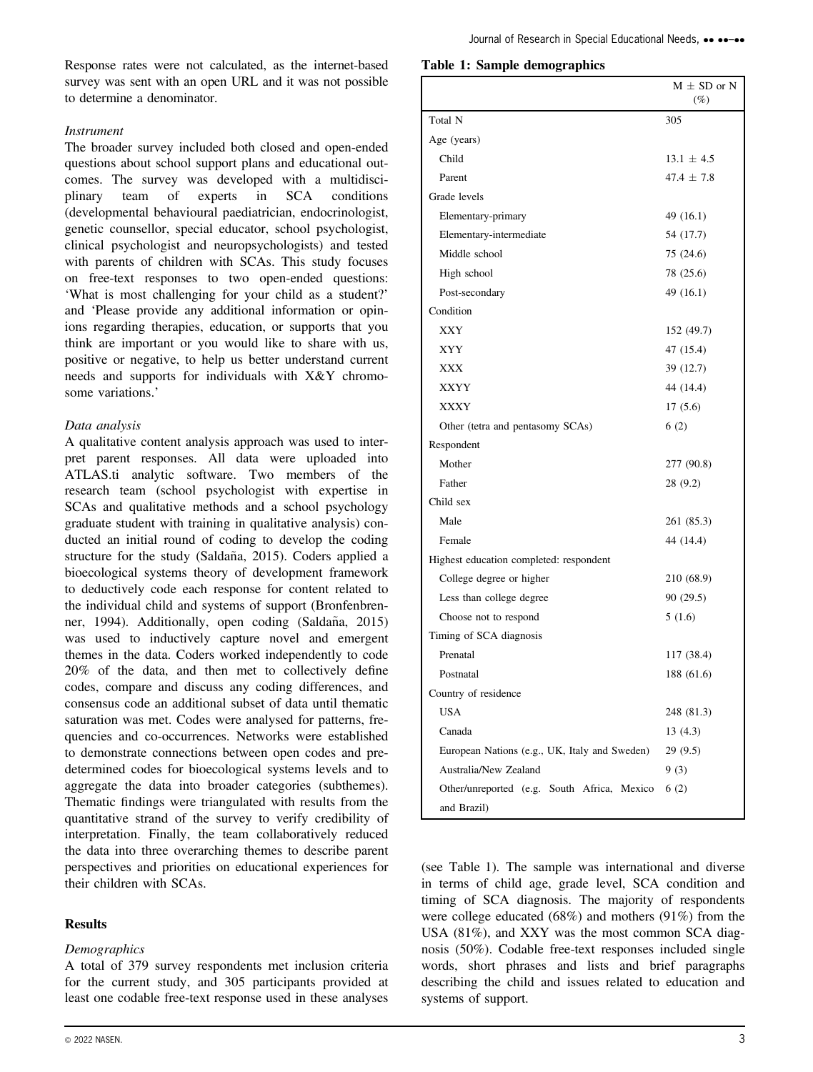Response rates were not calculated, as the internet-based survey was sent with an open URL and it was not possible to determine a denominator.

*Instrument*

The broader survey included both closed and open-ended questions about school support plans and educational outcomes. The survey was developed with a multidisciplinary team of experts in SCA conditions (developmental behavioural paediatrician, endocrinologist, genetic counsellor, special educator, school psychologist, clinical psychologist and neuropsychologists) and tested with parents of children with SCAs. This study focuses on free-text responses to two open-ended questions: 'What is most challenging for your child as a student?' and 'Please provide any additional information or opinions regarding therapies, education, or supports that you think are important or you would like to share with us, positive or negative, to help us better understand current needs and supports for individuals with X&Y chromosome variations.'

*Data analysis*

A qualitative content analysis approach was used to interpret parent responses. All data were uploaded into ATLAS.ti analytic software. Two members of the research team (school psychologist with expertise in SCAs and qualitative methods and a school psychology graduate student with training in qualitative analysis) conducted an initial round of coding to develop the coding structure for the study (Saldaña, 2015). Coders applied a bioecological systems theory of development framework to deductively code each response for content related to the individual child and systems of support (Bronfenbrenner, 1994). Additionally, open coding (Saldaña, 2015) was used to inductively capture novel and emergent themes in the data. Coders worked independently to code 20% of the data, and then met to collectively define codes, compare and discuss any coding differences, and consensus code an additional subset of data until thematic saturation was met. Codes were analysed for patterns, frequencies and co-occurrences. Networks were established to demonstrate connections between open codes and predetermined codes for bioecological systems levels and to aggregate the data into broader categories (subthemes). Thematic findings were triangulated with results from the quantitative strand of the survey to verify credibility of interpretation. Finally, the team collaboratively reduced the data into three overarching themes to describe parent perspectives and priorities on educational experiences for their children with SCAs.

## Results

*Demographics*

A total of 379 survey respondents met inclusion criteria for the current study, and 305 participants provided at least one codable free-text response used in these analyses (see Table 1). The sample was international and diverse in terms of child age, grade level, SCA condition and timing of SCA diagnosis. The majority of respondents were college educated (68%) and mothers (91%) from the USA (81%), and XXY was the most common SCA diagnosis (50%). Codable free-text responses included single words, short phrases and lists and brief paragraphs describing the child and issues related to education and systems of support.

**Table 1: Sample demographics**

| | M ± SD or N (%) |
|---|---|
| Total N | 305 |
| Age (years) | |
| Child | 13.1 ± 4.5 |
| Parent | 47.4 ± 7.8 |
| Grade levels | |
| Elementary-primary | 49 (16.1) |
| Elementary-intermediate | 54 (17.7) |
| Middle school | 75 (24.6) |
| High school | 78 (25.6) |
| Post-secondary | 49 (16.1) |
| Condition | |
| XXY | 152 (49.7) |
| XYY | 47 (15.4) |
| XXX | 39 (12.7) |
| XXYY | 44 (14.4) |
| XXXY | 17 (5.6) |
| Other (tetra and pentasomy SCAs) | 6 (2) |
| Respondent | |
| Mother | 277 (90.8) |
| Father | 28 (9.2) |
| Child sex | |
| Male | 261 (85.3) |
| Female | 44 (14.4) |
| Highest education completed: respondent | |
| College degree or higher | 210 (68.9) |
| Less than college degree | 90 (29.5) |
| Choose not to respond | 5 (1.6) |
| Timing of SCA diagnosis | |
| Prenatal | 117 (38.4) |
| Postnatal | 188 (61.6) |
| Country of residence | |
| USA | 248 (81.3) |
| Canada | 13 (4.3) |
| European Nations (e.g., UK, Italy and Sweden) | 29 (9.5) |
| Australia/New Zealand | 9 (3) |
| Other/unreported (e.g. South Africa, Mexico and Brazil) | 6 (2) |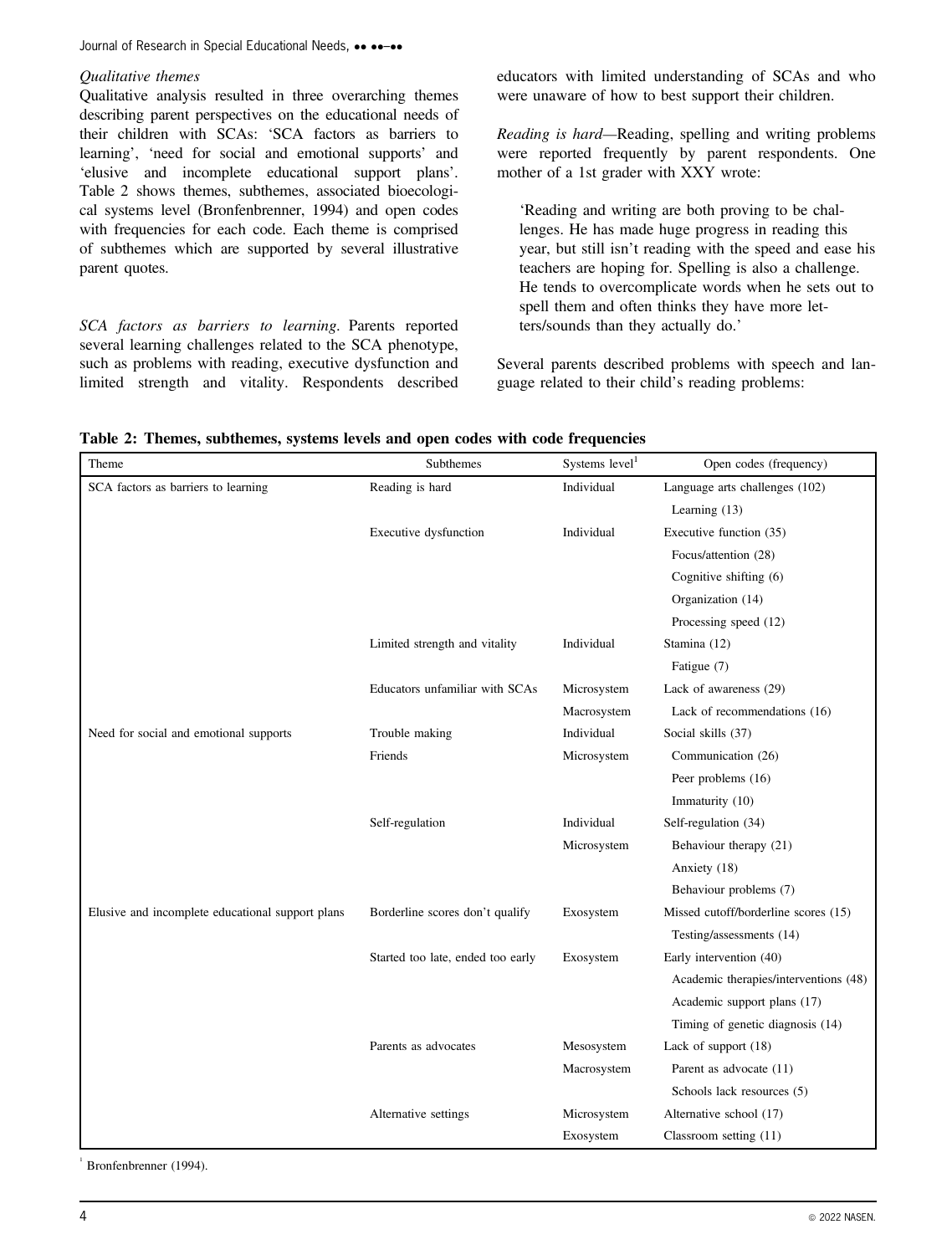*Qualitative themes*

Qualitative analysis resulted in three overarching themes describing parent perspectives on the educational needs of their children with SCAs: 'SCA factors as barriers to learning', 'need for social and emotional supports' and 'elusive and incomplete educational support plans'. Table 2 shows themes, subthemes, associated bioecological systems level (Bronfenbrenner, 1994) and open codes with frequencies for each code. Each theme is comprised of subthemes which are supported by several illustrative parent quotes.

*SCA factors as barriers to learning.* Parents reported several learning challenges related to the SCA phenotype, such as problems with reading, executive dysfunction and limited strength and vitality. Respondents described educators with limited understanding of SCAs and who were unaware of how to best support their children.

*Reading is hard*—Reading, spelling and writing problems were reported frequently by parent respondents. One mother of a 1st grader with XXY wrote:

> 'Reading and writing are both proving to be challenges. He has made huge progress in reading this year, but still isn't reading with the speed and ease his teachers are hoping for. Spelling is also a challenge. He tends to overcomplicate words when he sets out to spell them and often thinks they have more letters/sounds than they actually do.'

Several parents described problems with speech and language related to their child's reading problems:

**Table 2: Themes, subthemes, systems levels and open codes with code frequencies**

| Theme | Subthemes | Systems level[1] | Open codes (frequency) |
|---|---|---|---|
| SCA factors as barriers to learning | Reading is hard | Individual | Language arts challenges (102) |
| | | | Learning (13) |
| | Executive dysfunction | Individual | Executive function (35) |
| | | | Focus/attention (28) |
| | | | Cognitive shifting (6) |
| | | | Organization (14) |
| | | | Processing speed (12) |
| | Limited strength and vitality | Individual | Stamina (12) |
| | | | Fatigue (7) |
| | Educators unfamiliar with SCAs | Microsystem | Lack of awareness (29) |
| | | Macrosystem | Lack of recommendations (16) |
| Need for social and emotional supports | Trouble making | Individual | Social skills (37) |
| | Friends | Microsystem | Communication (26) |
| | | | Peer problems (16) |
| | | | Immaturity (10) |
| | Self-regulation | Individual | Self-regulation (34) |
| | | Microsystem | Behaviour therapy (21) |
| | | | Anxiety (18) |
| | | | Behaviour problems (7) |
| Elusive and incomplete educational support plans | Borderline scores don't qualify | Exosystem | Missed cutoff/borderline scores (15) |
| | | | Testing/assessments (14) |
| | Started too late, ended too early | Exosystem | Early intervention (40) |
| | | | Academic therapies/interventions (48) |
| | | | Academic support plans (17) |
| | | | Timing of genetic diagnosis (14) |
| | Parents as advocates | Mesosystem | Lack of support (18) |
| | | Macrosystem | Parent as advocate (11) |
| | | | Schools lack resources (5) |
| | Alternative settings | Microsystem | Alternative school (17) |
| | | Exosystem | Classroom setting (11) |

[1] Bronfenbrenner (1994).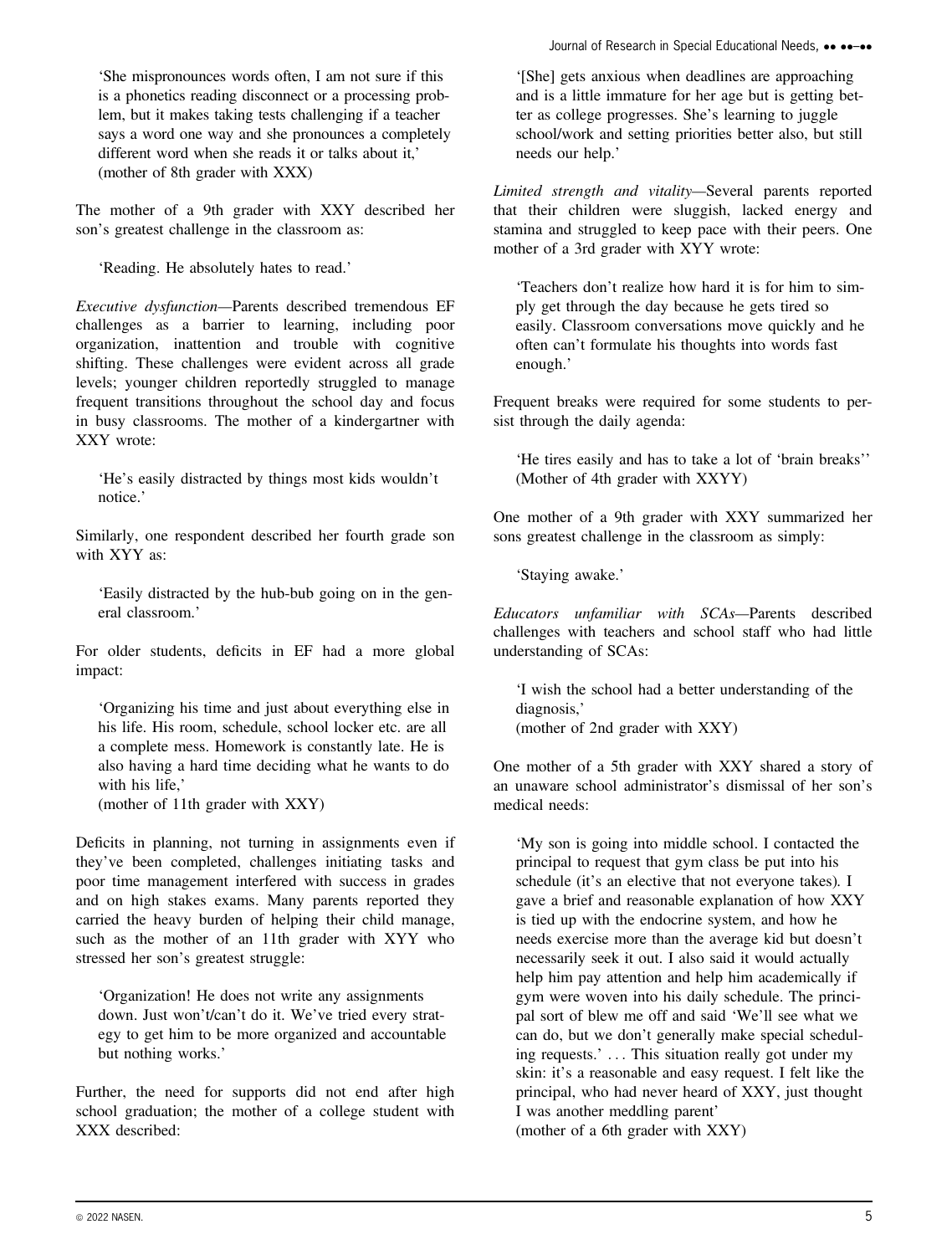> 'She mispronounces words often, I am not sure if this is a phonetics reading disconnect or a processing problem, but it makes taking tests challenging if a teacher says a word one way and she pronounces a completely different word when she reads it or talks about it,'
> (mother of 8th grader with XXX)

The mother of a 9th grader with XXY described her son's greatest challenge in the classroom as:

> 'Reading. He absolutely hates to read.'

*Executive dysfunction*—Parents described tremendous EF challenges as a barrier to learning, including poor organization, inattention and trouble with cognitive shifting. These challenges were evident across all grade levels; younger children reportedly struggled to manage frequent transitions throughout the school day and focus in busy classrooms. The mother of a kindergartner with XXY wrote:

> 'He's easily distracted by things most kids wouldn't notice.'

Similarly, one respondent described her fourth grade son with XYY as:

> 'Easily distracted by the hub-bub going on in the general classroom.'

For older students, deficits in EF had a more global impact:

> 'Organizing his time and just about everything else in his life. His room, schedule, school locker etc. are all a complete mess. Homework is constantly late. He is also having a hard time deciding what he wants to do with his life,'
> (mother of 11th grader with XXY)

Deficits in planning, not turning in assignments even if they've been completed, challenges initiating tasks and poor time management interfered with success in grades and on high stakes exams. Many parents reported they carried the heavy burden of helping their child manage, such as the mother of an 11th grader with XYY who stressed her son's greatest struggle:

> 'Organization! He does not write any assignments down. Just won't/can't do it. We've tried every strategy to get him to be more organized and accountable but nothing works.'

Further, the need for supports did not end after high school graduation; the mother of a college student with XXX described:

> '[She] gets anxious when deadlines are approaching and is a little immature for her age but is getting better as college progresses. She's learning to juggle school/work and setting priorities better also, but still needs our help.'

*Limited strength and vitality*—Several parents reported that their children were sluggish, lacked energy and stamina and struggled to keep pace with their peers. One mother of a 3rd grader with XYY wrote:

> 'Teachers don't realize how hard it is for him to simply get through the day because he gets tired so easily. Classroom conversations move quickly and he often can't formulate his thoughts into words fast enough.'

Frequent breaks were required for some students to persist through the daily agenda:

> 'He tires easily and has to take a lot of 'brain breaks'' (Mother of 4th grader with XXYY)

One mother of a 9th grader with XXY summarized her sons greatest challenge in the classroom as simply:

> 'Staying awake.'

*Educators unfamiliar with SCAs*—Parents described challenges with teachers and school staff who had little understanding of SCAs:

> 'I wish the school had a better understanding of the diagnosis,'
> (mother of 2nd grader with XXY)

One mother of a 5th grader with XXY shared a story of an unaware school administrator's dismissal of her son's medical needs:

> 'My son is going into middle school. I contacted the principal to request that gym class be put into his schedule (it's an elective that not everyone takes). I gave a brief and reasonable explanation of how XXY is tied up with the endocrine system, and how he needs exercise more than the average kid but doesn't necessarily seek it out. I also said it would actually help him pay attention and help him academically if gym were woven into his daily schedule. The principal sort of blew me off and said 'We'll see what we can do, but we don't generally make special scheduling requests.' ... This situation really got under my skin: it's a reasonable and easy request. I felt like the principal, who had never heard of XXY, just thought I was another meddling parent'
> (mother of a 6th grader with XXY)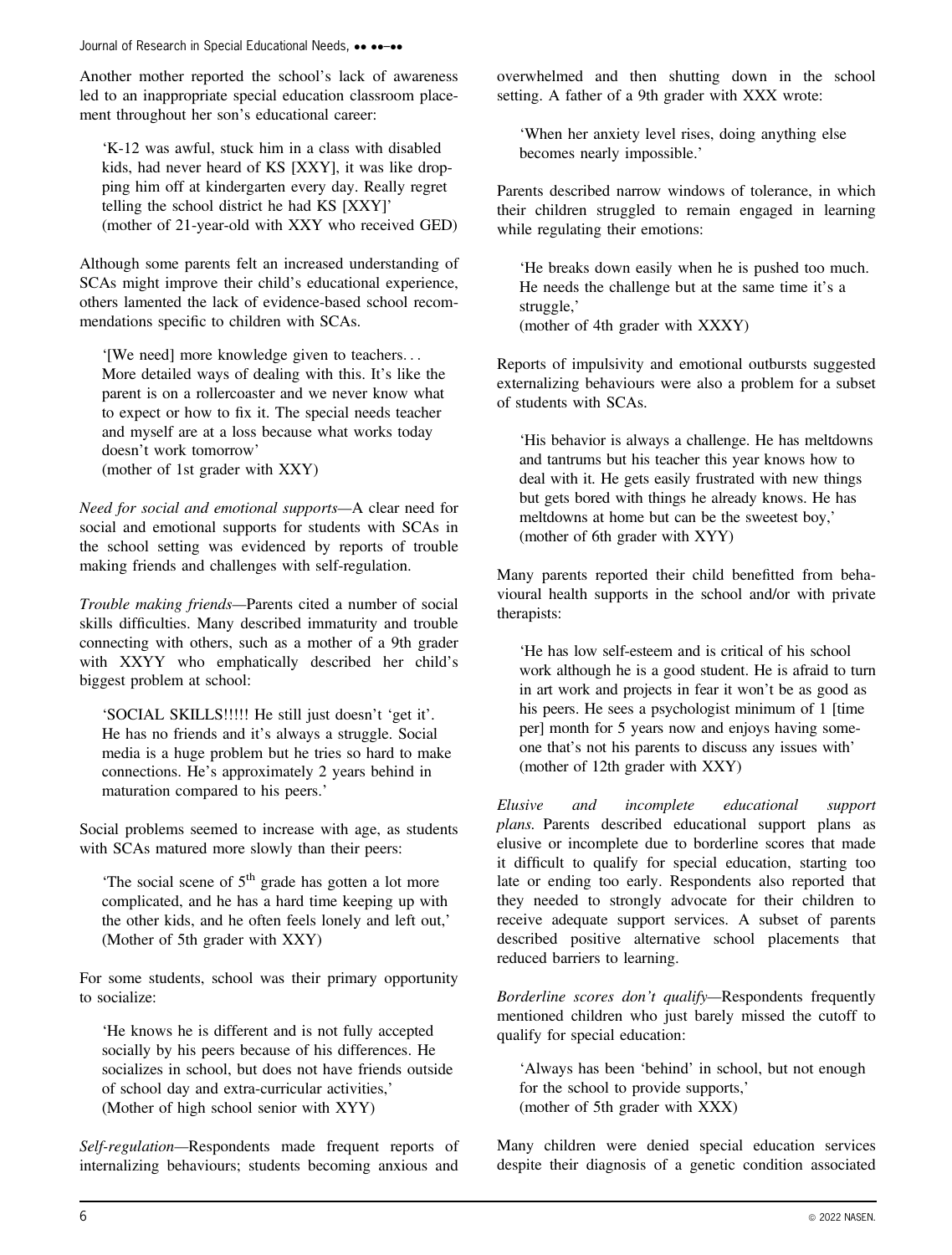Another mother reported the school's lack of awareness led to an inappropriate special education classroom placement throughout her son's educational career:

> 'K-12 was awful, stuck him in a class with disabled kids, had never heard of KS [XXY], it was like dropping him off at kindergarten every day. Really regret telling the school district he had KS [XXY]'
> (mother of 21-year-old with XXY who received GED)

Although some parents felt an increased understanding of SCAs might improve their child's educational experience, others lamented the lack of evidence-based school recommendations specific to children with SCAs.

> '[We need] more knowledge given to teachers... More detailed ways of dealing with this. It's like the parent is on a rollercoaster and we never know what to expect or how to fix it. The special needs teacher and myself are at a loss because what works today doesn't work tomorrow'
> (mother of 1st grader with XXY)

*Need for social and emotional supports*—A clear need for social and emotional supports for students with SCAs in the school setting was evidenced by reports of trouble making friends and challenges with self-regulation.

*Trouble making friends*—Parents cited a number of social skills difficulties. Many described immaturity and trouble connecting with others, such as a mother of a 9th grader with XXYY who emphatically described her child's biggest problem at school:

> 'SOCIAL SKILLS!!!!! He still just doesn't 'get it'. He has no friends and it's always a struggle. Social media is a huge problem but he tries so hard to make connections. He's approximately 2 years behind in maturation compared to his peers.'

Social problems seemed to increase with age, as students with SCAs matured more slowly than their peers:

> 'The social scene of 5th grade has gotten a lot more complicated, and he has a hard time keeping up with the other kids, and he often feels lonely and left out,'
> (Mother of 5th grader with XXY)

For some students, school was their primary opportunity to socialize:

> 'He knows he is different and is not fully accepted socially by his peers because of his differences. He socializes in school, but does not have friends outside of school day and extra-curricular activities,'
> (Mother of high school senior with XYY)

*Self-regulation*—Respondents made frequent reports of internalizing behaviours; students becoming anxious and overwhelmed and then shutting down in the school setting. A father of a 9th grader with XXX wrote:

> 'When her anxiety level rises, doing anything else becomes nearly impossible.'

Parents described narrow windows of tolerance, in which their children struggled to remain engaged in learning while regulating their emotions:

> 'He breaks down easily when he is pushed too much. He needs the challenge but at the same time it's a struggle,'
> (mother of 4th grader with XXXY)

Reports of impulsivity and emotional outbursts suggested externalizing behaviours were also a problem for a subset of students with SCAs.

> 'His behavior is always a challenge. He has meltdowns and tantrums but his teacher this year knows how to deal with it. He gets easily frustrated with new things but gets bored with things he already knows. He has meltdowns at home but can be the sweetest boy,'
> (mother of 6th grader with XYY)

Many parents reported their child benefitted from behavioural health supports in the school and/or with private therapists:

> 'He has low self-esteem and is critical of his school work although he is a good student. He is afraid to turn in art work and projects in fear it won't be as good as his peers. He sees a psychologist minimum of 1 [time per] month for 5 years now and enjoys having someone that's not his parents to discuss any issues with'
> (mother of 12th grader with XXY)

*Elusive and incomplete educational support plans.* Parents described educational support plans as elusive or incomplete due to borderline scores that made it difficult to qualify for special education, starting too late or ending too early. Respondents also reported that they needed to strongly advocate for their children to receive adequate support services. A subset of parents described positive alternative school placements that reduced barriers to learning.

*Borderline scores don't qualify*—Respondents frequently mentioned children who just barely missed the cutoff to qualify for special education:

> 'Always has been 'behind' in school, but not enough for the school to provide supports,'
> (mother of 5th grader with XXX)

Many children were denied special education services despite their diagnosis of a genetic condition associated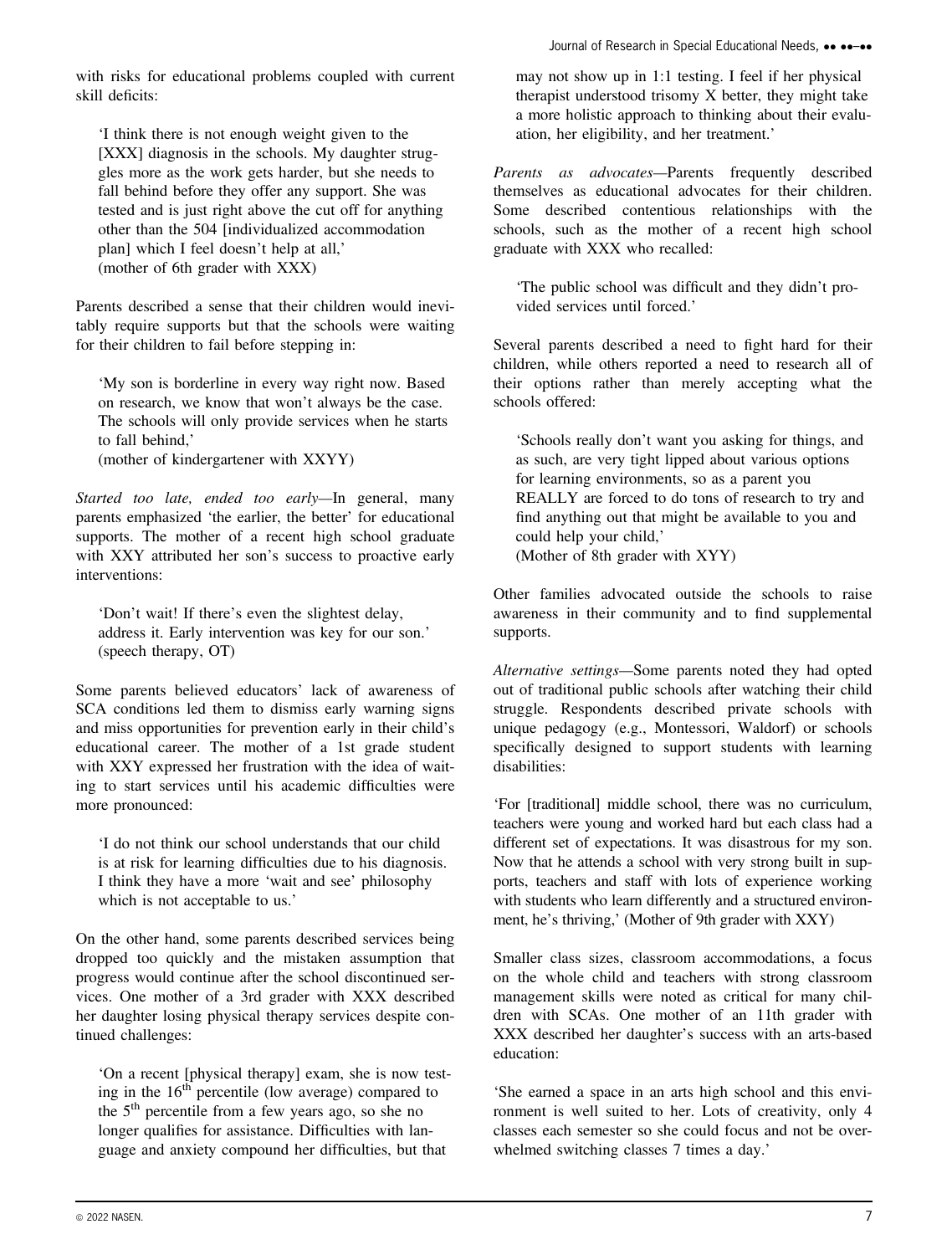with risks for educational problems coupled with current skill deficits:

> 'I think there is not enough weight given to the [XXX] diagnosis in the schools. My daughter struggles more as the work gets harder, but she needs to fall behind before they offer any support. She was tested and is just right above the cut off for anything other than the 504 [individualized accommodation plan] which I feel doesn't help at all,'
> (mother of 6th grader with XXX)

Parents described a sense that their children would inevitably require supports but that the schools were waiting for their children to fail before stepping in:

> 'My son is borderline in every way right now. Based on research, we know that won't always be the case. The schools will only provide services when he starts to fall behind,'
> (mother of kindergartener with XXYY)

*Started too late, ended too early*—In general, many parents emphasized 'the earlier, the better' for educational supports. The mother of a recent high school graduate with XXY attributed her son's success to proactive early interventions:

> 'Don't wait! If there's even the slightest delay, address it. Early intervention was key for our son.'
> (speech therapy, OT)

Some parents believed educators' lack of awareness of SCA conditions led them to dismiss early warning signs and miss opportunities for prevention early in their child's educational career. The mother of a 1st grade student with XXY expressed her frustration with the idea of waiting to start services until his academic difficulties were more pronounced:

> 'I do not think our school understands that our child is at risk for learning difficulties due to his diagnosis. I think they have a more 'wait and see' philosophy which is not acceptable to us.'

On the other hand, some parents described services being dropped too quickly and the mistaken assumption that progress would continue after the school discontinued services. One mother of a 3rd grader with XXX described her daughter losing physical therapy services despite continued challenges:

> 'On a recent [physical therapy] exam, she is now testing in the 16th percentile (low average) compared to the 5th percentile from a few years ago, so she no longer qualifies for assistance. Difficulties with language and anxiety compound her difficulties, but that may not show up in 1:1 testing. I feel if her physical therapist understood trisomy X better, they might take a more holistic approach to thinking about their evaluation, her eligibility, and her treatment.'

*Parents as advocates*—Parents frequently described themselves as educational advocates for their children. Some described contentious relationships with the schools, such as the mother of a recent high school graduate with XXX who recalled:

> 'The public school was difficult and they didn't provided services until forced.'

Several parents described a need to fight hard for their children, while others reported a need to research all of their options rather than merely accepting what the schools offered:

> 'Schools really don't want you asking for things, and as such, are very tight lipped about various options for learning environments, so as a parent you REALLY are forced to do tons of research to try and find anything out that might be available to you and could help your child,'
> (Mother of 8th grader with XYY)

Other families advocated outside the schools to raise awareness in their community and to find supplemental supports.

*Alternative settings*—Some parents noted they had opted out of traditional public schools after watching their child struggle. Respondents described private schools with unique pedagogy (e.g., Montessori, Waldorf) or schools specifically designed to support students with learning disabilities:

'For [traditional] middle school, there was no curriculum, teachers were young and worked hard but each class had a different set of expectations. It was disastrous for my son. Now that he attends a school with very strong built in supports, teachers and staff with lots of experience working with students who learn differently and a structured environment, he's thriving,' (Mother of 9th grader with XXY)

Smaller class sizes, classroom accommodations, a focus on the whole child and teachers with strong classroom management skills were noted as critical for many children with SCAs. One mother of an 11th grader with XXX described her daughter's success with an arts-based education:

'She earned a space in an arts high school and this environment is well suited to her. Lots of creativity, only 4 classes each semester so she could focus and not be overwhelmed switching classes 7 times a day.'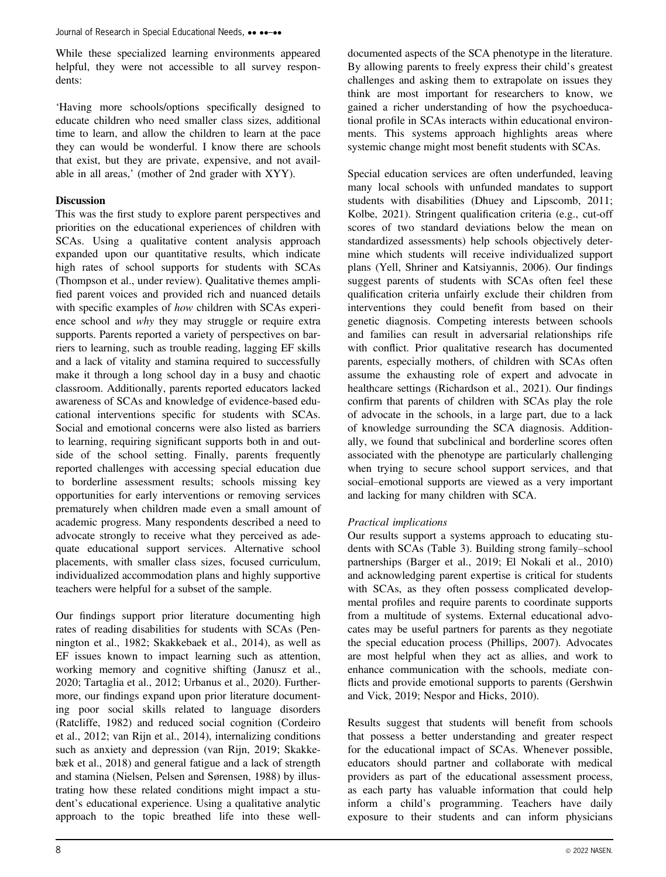While these specialized learning environments appeared helpful, they were not accessible to all survey respondents:

'Having more schools/options specifically designed to educate children who need smaller class sizes, additional time to learn, and allow the children to learn at the pace they can would be wonderful. I know there are schools that exist, but they are private, expensive, and not available in all areas,' (mother of 2nd grader with XYY).

## Discussion

This was the first study to explore parent perspectives and priorities on the educational experiences of children with SCAs. Using a qualitative content analysis approach expanded upon our quantitative results, which indicate high rates of school supports for students with SCAs (Thompson et al., under review). Qualitative themes amplified parent voices and provided rich and nuanced details with specific examples of *how* children with SCAs experience school and *why* they may struggle or require extra supports. Parents reported a variety of perspectives on barriers to learning, such as trouble reading, lagging EF skills and a lack of vitality and stamina required to successfully make it through a long school day in a busy and chaotic classroom. Additionally, parents reported educators lacked awareness of SCAs and knowledge of evidence-based educational interventions specific for students with SCAs. Social and emotional concerns were also listed as barriers to learning, requiring significant supports both in and outside of the school setting. Finally, parents frequently reported challenges with accessing special education due to borderline assessment results; schools missing key opportunities for early interventions or removing services prematurely when children made even a small amount of academic progress. Many respondents described a need to advocate strongly to receive what they perceived as adequate educational support services. Alternative school placements, with smaller class sizes, focused curriculum, individualized accommodation plans and highly supportive teachers were helpful for a subset of the sample.

Our findings support prior literature documenting high rates of reading disabilities for students with SCAs (Pennington et al., 1982; Skakkebaek et al., 2014), as well as EF issues known to impact learning such as attention, working memory and cognitive shifting (Janusz et al., 2020; Tartaglia et al., 2012; Urbanus et al., 2020). Furthermore, our findings expand upon prior literature documenting poor social skills related to language disorders (Ratcliffe, 1982) and reduced social cognition (Cordeiro et al., 2012; van Rijn et al., 2014), internalizing conditions such as anxiety and depression (van Rijn, 2019; Skakkebæk et al., 2018) and general fatigue and a lack of strength and stamina (Nielsen, Pelsen and Sørensen, 1988) by illustrating how these related conditions might impact a student's educational experience. Using a qualitative analytic approach to the topic breathed life into these well-documented aspects of the SCA phenotype in the literature. By allowing parents to freely express their child's greatest challenges and asking them to extrapolate on issues they think are most important for researchers to know, we gained a richer understanding of how the psychoeducational profile in SCAs interacts within educational environments. This systems approach highlights areas where systemic change might most benefit students with SCAs.

Special education services are often underfunded, leaving many local schools with unfunded mandates to support students with disabilities (Dhuey and Lipscomb, 2011; Kolbe, 2021). Stringent qualification criteria (e.g., cut-off scores of two standard deviations below the mean on standardized assessments) help schools objectively determine which students will receive individualized support plans (Yell, Shriner and Katsiyannis, 2006). Our findings suggest parents of students with SCAs often feel these qualification criteria unfairly exclude their children from interventions they could benefit from based on their genetic diagnosis. Competing interests between schools and families can result in adversarial relationships rife with conflict. Prior qualitative research has documented parents, especially mothers, of children with SCAs often assume the exhausting role of expert and advocate in healthcare settings (Richardson et al., 2021). Our findings confirm that parents of children with SCAs play the role of advocate in the schools, in a large part, due to a lack of knowledge surrounding the SCA diagnosis. Additionally, we found that subclinical and borderline scores often associated with the phenotype are particularly challenging when trying to secure school support services, and that social–emotional supports are viewed as a very important and lacking for many children with SCA.

### *Practical implications*

Our results support a systems approach to educating students with SCAs (Table 3). Building strong family–school partnerships (Barger et al., 2019; El Nokali et al., 2010) and acknowledging parent expertise is critical for students with SCAs, as they often possess complicated developmental profiles and require parents to coordinate supports from a multitude of systems. External educational advocates may be useful partners for parents as they negotiate the special education process (Phillips, 2007). Advocates are most helpful when they act as allies, and work to enhance communication with the schools, mediate conflicts and provide emotional supports to parents (Gershwin and Vick, 2019; Nespor and Hicks, 2010).

Results suggest that students will benefit from schools that possess a better understanding and greater respect for the educational impact of SCAs. Whenever possible, educators should partner and collaborate with medical providers as part of the educational assessment process, as each party has valuable information that could help inform a child's programming. Teachers have daily exposure to their students and can inform physicians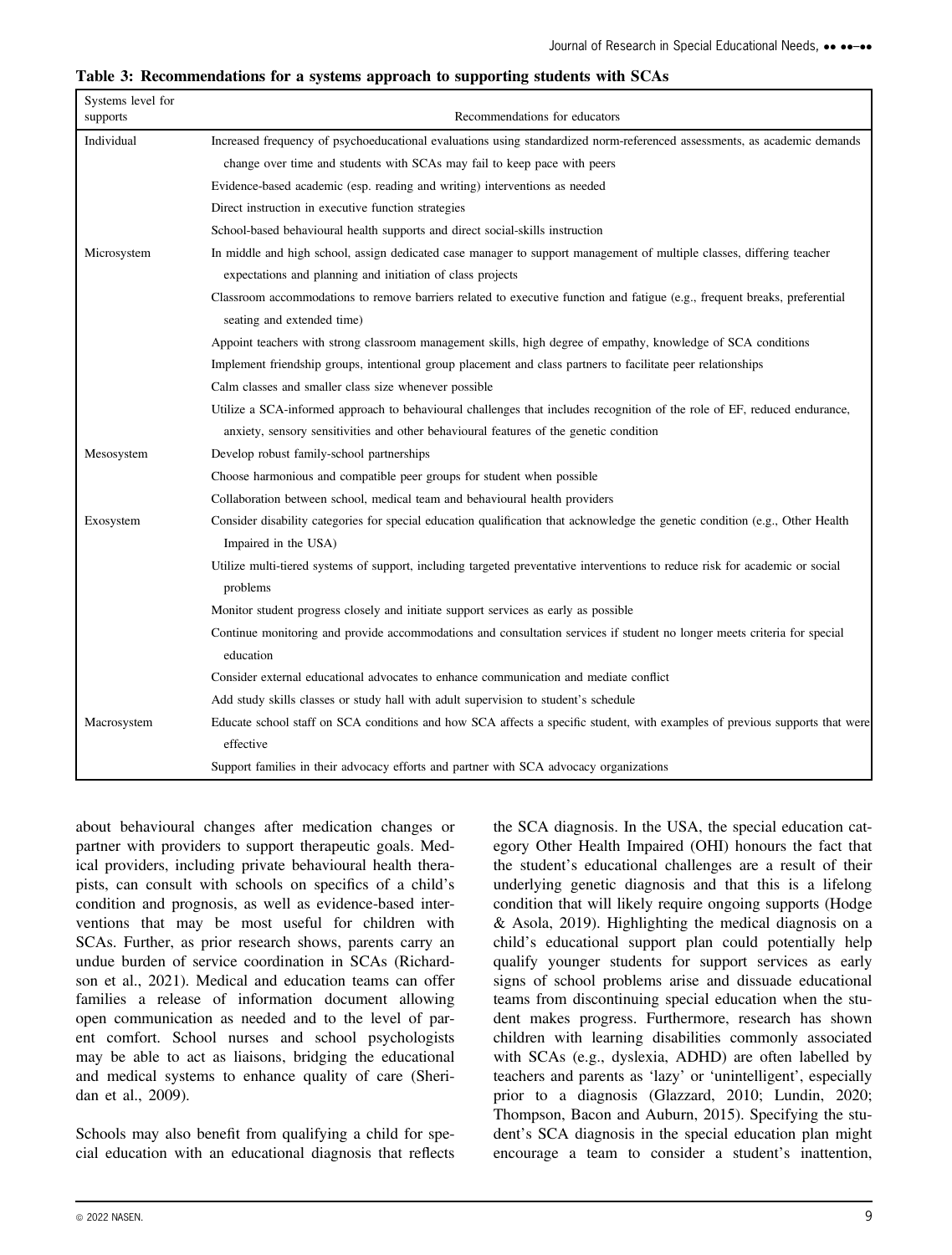**Table 3: Recommendations for a systems approach to supporting students with SCAs**

| Systems level for supports | Recommendations for educators |
|---|---|
| Individual | Increased frequency of psychoeducational evaluations using standardized norm-referenced assessments, as academic demands change over time and students with SCAs may fail to keep pace with peers |
| | Evidence-based academic (esp. reading and writing) interventions as needed |
| | Direct instruction in executive function strategies |
| | School-based behavioural health supports and direct social-skills instruction |
| Microsystem | In middle and high school, assign dedicated case manager to support management of multiple classes, differing teacher expectations and planning and initiation of class projects |
| | Classroom accommodations to remove barriers related to executive function and fatigue (e.g., frequent breaks, preferential seating and extended time) |
| | Appoint teachers with strong classroom management skills, high degree of empathy, knowledge of SCA conditions |
| | Implement friendship groups, intentional group placement and class partners to facilitate peer relationships |
| | Calm classes and smaller class size whenever possible |
| | Utilize a SCA-informed approach to behavioural challenges that includes recognition of the role of EF, reduced endurance, anxiety, sensory sensitivities and other behavioural features of the genetic condition |
| Mesosystem | Develop robust family-school partnerships |
| | Choose harmonious and compatible peer groups for student when possible |
| | Collaboration between school, medical team and behavioural health providers |
| Exosystem | Consider disability categories for special education qualification that acknowledge the genetic condition (e.g., Other Health Impaired in the USA) |
| | Utilize multi-tiered systems of support, including targeted preventative interventions to reduce risk for academic or social problems |
| | Monitor student progress closely and initiate support services as early as possible |
| | Continue monitoring and provide accommodations and consultation services if student no longer meets criteria for special education |
| | Consider external educational advocates to enhance communication and mediate conflict |
| | Add study skills classes or study hall with adult supervision to student's schedule |
| Macrosystem | Educate school staff on SCA conditions and how SCA affects a specific student, with examples of previous supports that were effective |
| | Support families in their advocacy efforts and partner with SCA advocacy organizations |

about behavioural changes after medication changes or partner with providers to support therapeutic goals. Medical providers, including private behavioural health therapists, can consult with schools on specifics of a child's condition and prognosis, as well as evidence-based interventions that may be most useful for children with SCAs. Further, as prior research shows, parents carry an undue burden of service coordination in SCAs (Richardson et al., 2021). Medical and education teams can offer families a release of information document allowing open communication as needed and to the level of parent comfort. School nurses and school psychologists may be able to act as liaisons, bridging the educational and medical systems to enhance quality of care (Sheridan et al., 2009).

Schools may also benefit from qualifying a child for special education with an educational diagnosis that reflects the SCA diagnosis. In the USA, the special education category Other Health Impaired (OHI) honours the fact that the student's educational challenges are a result of their underlying genetic diagnosis and that this is a lifelong condition that will likely require ongoing supports (Hodge & Asola, 2019). Highlighting the medical diagnosis on a child's educational support plan could potentially help qualify younger students for support services as early signs of school problems arise and dissuade educational teams from discontinuing special education when the student makes progress. Furthermore, research has shown children with learning disabilities commonly associated with SCAs (e.g., dyslexia, ADHD) are often labelled by teachers and parents as 'lazy' or 'unintelligent', especially prior to a diagnosis (Glazzard, 2010; Lundin, 2020; Thompson, Bacon and Auburn, 2015). Specifying the student's SCA diagnosis in the special education plan might encourage a team to consider a student's inattention,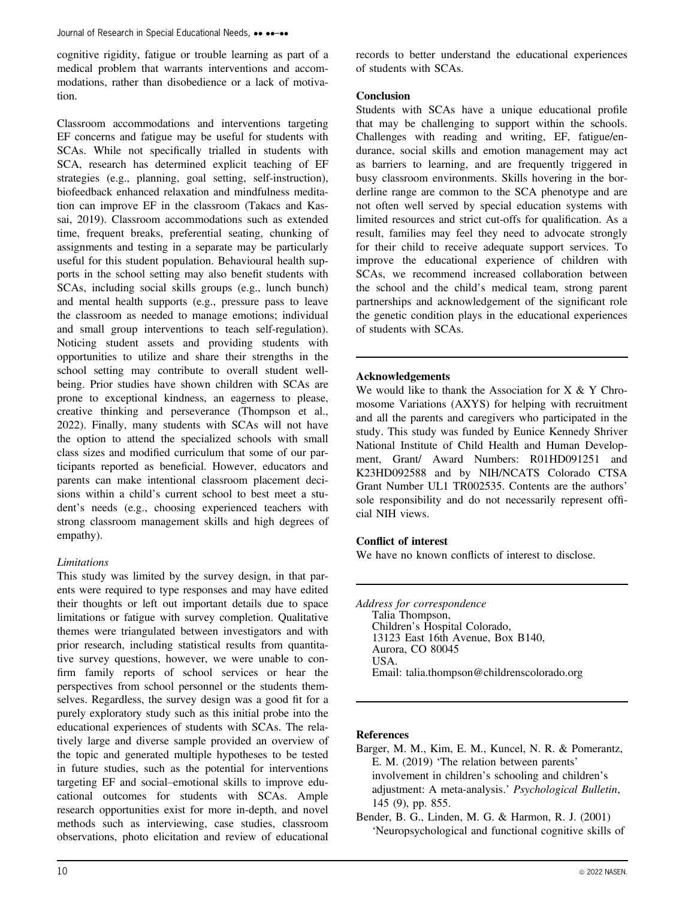cognitive rigidity, fatigue or trouble learning as part of a medical problem that warrants interventions and accommodations, rather than disobedience or a lack of motivation.

Classroom accommodations and interventions targeting EF concerns and fatigue may be useful for students with SCAs. While not specifically trialled in students with SCA, research has determined explicit teaching of EF strategies (e.g., planning, goal setting, self-instruction), biofeedback enhanced relaxation and mindfulness meditation can improve EF in the classroom (Takacs and Kassai, 2019). Classroom accommodations such as extended time, frequent breaks, preferential seating, chunking of assignments and testing in a separate may be particularly useful for this student population. Behavioural health supports in the school setting may also benefit students with SCAs, including social skills groups (e.g., lunch bunch) and mental health supports (e.g., pressure pass to leave the classroom as needed to manage emotions; individual and small group interventions to teach self-regulation). Noticing student assets and providing students with opportunities to utilize and share their strengths in the school setting may contribute to overall student wellbeing. Prior studies have shown children with SCAs are prone to exceptional kindness, an eagerness to please, creative thinking and perseverance (Thompson et al., 2022). Finally, many students with SCAs will not have the option to attend the specialized schools with small class sizes and modified curriculum that some of our participants reported as beneficial. However, educators and parents can make intentional classroom placement decisions within a child's current school to best meet a student's needs (e.g., choosing experienced teachers with strong classroom management skills and high degrees of empathy).

*Limitations*

This study was limited by the survey design, in that parents were required to type responses and may have edited their thoughts or left out important details due to space limitations or fatigue with survey completion. Qualitative themes were triangulated between investigators and with prior research, including statistical results from quantitative survey questions, however, we were unable to confirm family reports of school services or hear the perspectives from school personnel or the students themselves. Regardless, the survey design was a good fit for a purely exploratory study such as this initial probe into the educational experiences of students with SCAs. The relatively large and diverse sample provided an overview of the topic and generated multiple hypotheses to be tested in future studies, such as the potential for interventions targeting EF and social–emotional skills to improve educational outcomes for students with SCAs. Ample research opportunities exist for more in-depth, and novel methods such as interviewing, case studies, classroom observations, photo elicitation and review of educational records to better understand the educational experiences of students with SCAs.

## Conclusion

Students with SCAs have a unique educational profile that may be challenging to support within the schools. Challenges with reading and writing, EF, fatigue/endurance, social skills and emotion management may act as barriers to learning, and are frequently triggered in busy classroom environments. Skills hovering in the borderline range are common to the SCA phenotype and are not often well served by special education systems with limited resources and strict cut-offs for qualification. As a result, families may feel they need to advocate strongly for their child to receive adequate support services. To improve the educational experience of children with SCAs, we recommend increased collaboration between the school and the child's medical team, strong parent partnerships and acknowledgement of the significant role the genetic condition plays in the educational experiences of students with SCAs.

## Acknowledgements

We would like to thank the Association for X & Y Chromosome Variations (AXYS) for helping with recruitment and all the parents and caregivers who participated in the study. This study was funded by Eunice Kennedy Shriver National Institute of Child Health and Human Development, Grant/ Award Numbers: R01HD091251 and K23HD092588 and by NIH/NCATS Colorado CTSA Grant Number UL1 TR002535. Contents are the authors' sole responsibility and do not necessarily represent official NIH views.

## Conflict of interest

We have no known conflicts of interest to disclose.

*Address for correspondence*
Talia Thompson,
Children's Hospital Colorado,
13123 East 16th Avenue, Box B140,
Aurora, CO 80045
USA.
Email: talia.thompson@childrenscolorado.org

## References

Barger, M. M., Kim, E. M., Kuncel, N. R. & Pomerantz, E. M. (2019) 'The relation between parents' involvement in children's schooling and children's adjustment: A meta-analysis.' *Psychological Bulletin*, 145 (9), pp. 855.

Bender, B. G., Linden, M. G. & Harmon, R. J. (2001) 'Neuropsychological and functional cognitive skills of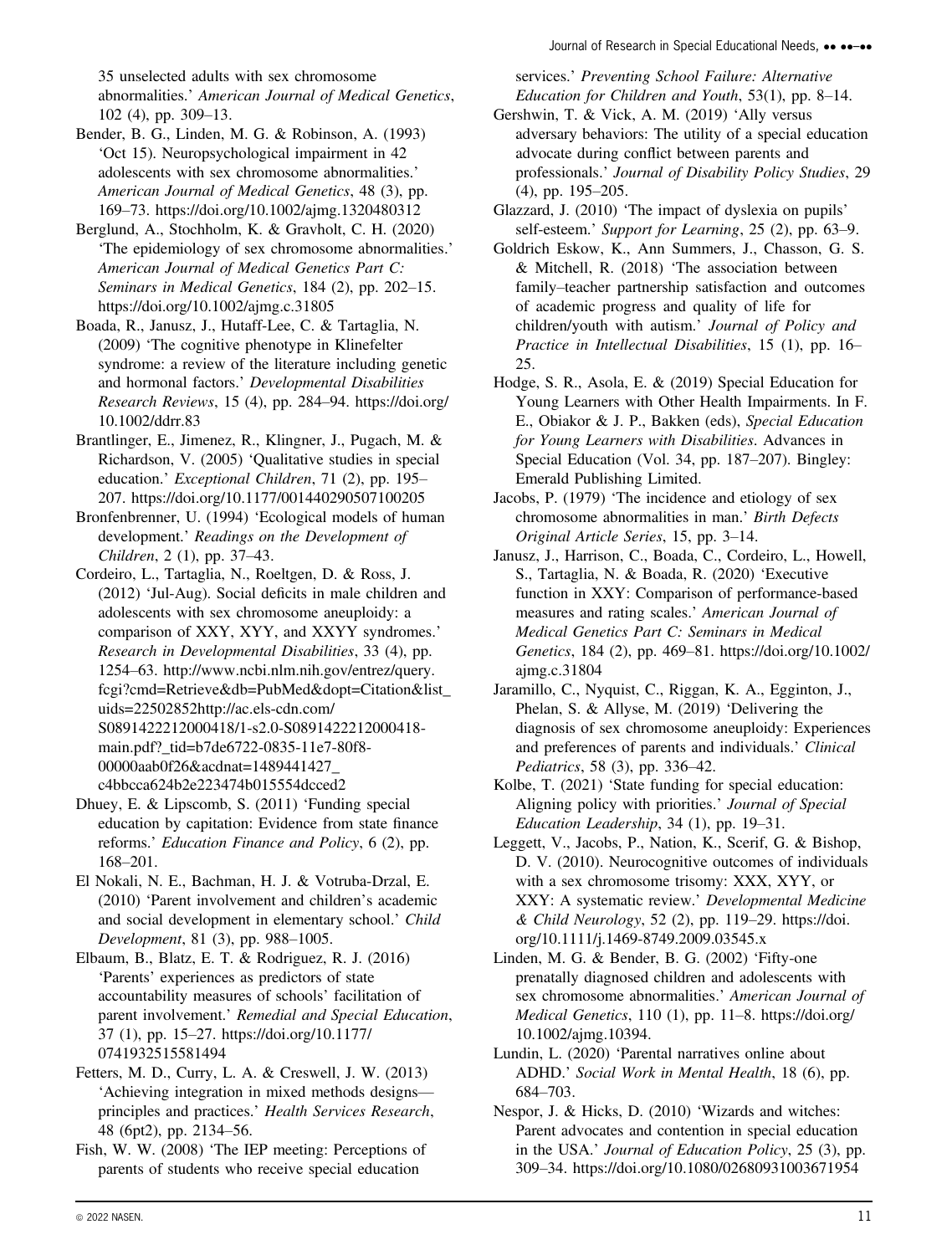35 unselected adults with sex chromosome abnormalities.' *American Journal of Medical Genetics*, 102 (4), pp. 309–13.

Bender, B. G., Linden, M. G. & Robinson, A. (1993) 'Oct 15). Neuropsychological impairment in 42 adolescents with sex chromosome abnormalities.' *American Journal of Medical Genetics*, 48 (3), pp. 169–73. https://doi.org/10.1002/ajmg.1320480312

Berglund, A., Stochholm, K. & Gravholt, C. H. (2020) 'The epidemiology of sex chromosome abnormalities.' *American Journal of Medical Genetics Part C: Seminars in Medical Genetics*, 184 (2), pp. 202–15. https://doi.org/10.1002/ajmg.c.31805

Boada, R., Janusz, J., Hutaff-Lee, C. & Tartaglia, N. (2009) 'The cognitive phenotype in Klinefelter syndrome: a review of the literature including genetic and hormonal factors.' *Developmental Disabilities Research Reviews*, 15 (4), pp. 284–94. https://doi.org/10.1002/ddrr.83

Brantlinger, E., Jimenez, R., Klingner, J., Pugach, M. & Richardson, V. (2005) 'Qualitative studies in special education.' *Exceptional Children*, 71 (2), pp. 195–207. https://doi.org/10.1177/001440290507100205

Bronfenbrenner, U. (1994) 'Ecological models of human development.' *Readings on the Development of Children*, 2 (1), pp. 37–43.

Cordeiro, L., Tartaglia, N., Roeltgen, D. & Ross, J. (2012) 'Jul-Aug). Social deficits in male children and adolescents with sex chromosome aneuploidy: a comparison of XXY, XYY, and XXYY syndromes.' *Research in Developmental Disabilities*, 33 (4), pp. 1254–63. http://www.ncbi.nlm.nih.gov/entrez/query.fcgi?cmd=Retrieve&db=PubMed&dopt=Citation&list_uids=22502852http://ac.els-cdn.com/S0891422212000418/1-s2.0-S0891422212000418-main.pdf?_tid=b7de6722-0835-11e7-80f8-00000aab0f26&acdnat=1489441427_c4bbcca624b2e223474b015554dcced2

Dhuey, E. & Lipscomb, S. (2011) 'Funding special education by capitation: Evidence from state finance reforms.' *Education Finance and Policy*, 6 (2), pp. 168–201.

El Nokali, N. E., Bachman, H. J. & Votruba-Drzal, E. (2010) 'Parent involvement and children's academic and social development in elementary school.' *Child Development*, 81 (3), pp. 988–1005.

Elbaum, B., Blatz, E. T. & Rodriguez, R. J. (2016) 'Parents' experiences as predictors of state accountability measures of schools' facilitation of parent involvement.' *Remedial and Special Education*, 37 (1), pp. 15–27. https://doi.org/10.1177/0741932515581494

Fetters, M. D., Curry, L. A. & Creswell, J. W. (2013) 'Achieving integration in mixed methods designs—principles and practices.' *Health Services Research*, 48 (6pt2), pp. 2134–56.

Fish, W. W. (2008) 'The IEP meeting: Perceptions of parents of students who receive special education services.' *Preventing School Failure: Alternative Education for Children and Youth*, 53(1), pp. 8–14.

Gershwin, T. & Vick, A. M. (2019) 'Ally versus adversary behaviors: The utility of a special education advocate during conflict between parents and professionals.' *Journal of Disability Policy Studies*, 29 (4), pp. 195–205.

Glazzard, J. (2010) 'The impact of dyslexia on pupils' self-esteem.' *Support for Learning*, 25 (2), pp. 63–9.

Goldrich Eskow, K., Ann Summers, J., Chasson, G. S. & Mitchell, R. (2018) 'The association between family–teacher partnership satisfaction and outcomes of academic progress and quality of life for children/youth with autism.' *Journal of Policy and Practice in Intellectual Disabilities*, 15 (1), pp. 16–25.

Hodge, S. R., Asola, E. & (2019) Special Education for Young Learners with Other Health Impairments. In F. E., Obiakor & J. P., Bakken (eds), *Special Education for Young Learners with Disabilities*. Advances in Special Education (Vol. 34, pp. 187–207). Bingley: Emerald Publishing Limited.

Jacobs, P. (1979) 'The incidence and etiology of sex chromosome abnormalities in man.' *Birth Defects Original Article Series*, 15, pp. 3–14.

Janusz, J., Harrison, C., Boada, C., Cordeiro, L., Howell, S., Tartaglia, N. & Boada, R. (2020) 'Executive function in XXY: Comparison of performance-based measures and rating scales.' *American Journal of Medical Genetics Part C: Seminars in Medical Genetics*, 184 (2), pp. 469–81. https://doi.org/10.1002/ajmg.c.31804

Jaramillo, C., Nyquist, C., Riggan, K. A., Egginton, J., Phelan, S. & Allyse, M. (2019) 'Delivering the diagnosis of sex chromosome aneuploidy: Experiences and preferences of parents and individuals.' *Clinical Pediatrics*, 58 (3), pp. 336–42.

Kolbe, T. (2021) 'State funding for special education: Aligning policy with priorities.' *Journal of Special Education Leadership*, 34 (1), pp. 19–31.

Leggett, V., Jacobs, P., Nation, K., Scerif, G. & Bishop, D. V. (2010). Neurocognitive outcomes of individuals with a sex chromosome trisomy: XXX, XYY, or XXY: A systematic review.' *Developmental Medicine & Child Neurology*, 52 (2), pp. 119–29. https://doi.org/10.1111/j.1469-8749.2009.03545.x

Linden, M. G. & Bender, B. G. (2002) 'Fifty-one prenatally diagnosed children and adolescents with sex chromosome abnormalities.' *American Journal of Medical Genetics*, 110 (1), pp. 11–8. https://doi.org/10.1002/ajmg.10394.

Lundin, L. (2020) 'Parental narratives online about ADHD.' *Social Work in Mental Health*, 18 (6), pp. 684–703.

Nespor, J. & Hicks, D. (2010) 'Wizards and witches: Parent advocates and contention in special education in the USA.' *Journal of Education Policy*, 25 (3), pp. 309–34. https://doi.org/10.1080/02680931003671954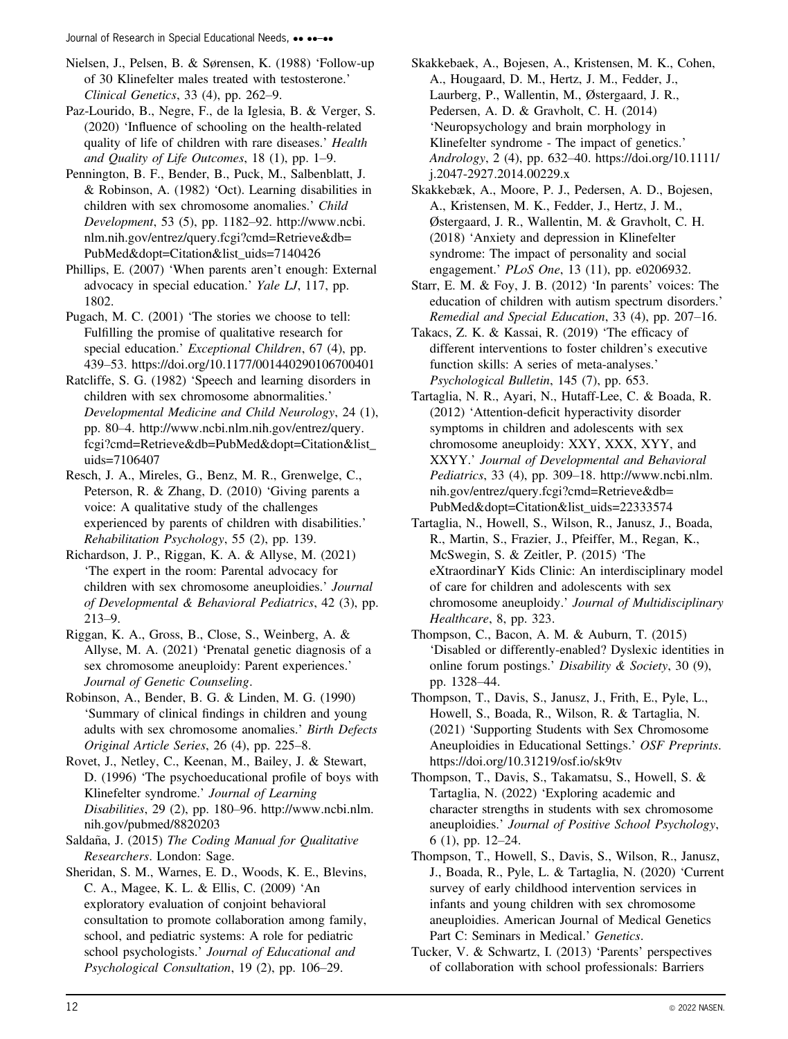Nielsen, J., Pelsen, B. & Sørensen, K. (1988) 'Follow-up of 30 Klinefelter males treated with testosterone.' *Clinical Genetics*, 33 (4), pp. 262–9.

Paz-Lourido, B., Negre, F., de la Iglesia, B. & Verger, S. (2020) 'Influence of schooling on the health-related quality of life of children with rare diseases.' *Health and Quality of Life Outcomes*, 18 (1), pp. 1–9.

Pennington, B. F., Bender, B., Puck, M., Salbenblatt, J. & Robinson, A. (1982) 'Oct). Learning disabilities in children with sex chromosome anomalies.' *Child Development*, 53 (5), pp. 1182–92. http://www.ncbi.nlm.nih.gov/entrez/query.fcgi?cmd=Retrieve&db=PubMed&dopt=Citation&list_uids=7140426

Phillips, E. (2007) 'When parents aren't enough: External advocacy in special education.' *Yale LJ*, 117, pp. 1802.

Pugach, M. C. (2001) 'The stories we choose to tell: Fulfilling the promise of qualitative research for special education.' *Exceptional Children*, 67 (4), pp. 439–53. https://doi.org/10.1177/001440290106700401

Ratcliffe, S. G. (1982) 'Speech and learning disorders in children with sex chromosome abnormalities.' *Developmental Medicine and Child Neurology*, 24 (1), pp. 80–4. http://www.ncbi.nlm.nih.gov/entrez/query.fcgi?cmd=Retrieve&db=PubMed&dopt=Citation&list_uids=7106407

Resch, J. A., Mireles, G., Benz, M. R., Grenwelge, C., Peterson, R. & Zhang, D. (2010) 'Giving parents a voice: A qualitative study of the challenges experienced by parents of children with disabilities.' *Rehabilitation Psychology*, 55 (2), pp. 139.

Richardson, J. P., Riggan, K. A. & Allyse, M. (2021) 'The expert in the room: Parental advocacy for children with sex chromosome aneuploidies.' *Journal of Developmental & Behavioral Pediatrics*, 42 (3), pp. 213–9.

Riggan, K. A., Gross, B., Close, S., Weinberg, A. & Allyse, M. A. (2021) 'Prenatal genetic diagnosis of a sex chromosome aneuploidy: Parent experiences.' *Journal of Genetic Counseling*.

Robinson, A., Bender, B. G. & Linden, M. G. (1990) 'Summary of clinical findings in children and young adults with sex chromosome anomalies.' *Birth Defects Original Article Series*, 26 (4), pp. 225–8.

Rovet, J., Netley, C., Keenan, M., Bailey, J. & Stewart, D. (1996) 'The psychoeducational profile of boys with Klinefelter syndrome.' *Journal of Learning Disabilities*, 29 (2), pp. 180–96. http://www.ncbi.nlm.nih.gov/pubmed/8820203

Saldaña, J. (2015) *The Coding Manual for Qualitative Researchers*. London: Sage.

Sheridan, S. M., Warnes, E. D., Woods, K. E., Blevins, C. A., Magee, K. L. & Ellis, C. (2009) 'An exploratory evaluation of conjoint behavioral consultation to promote collaboration among family, school, and pediatric systems: A role for pediatric school psychologists.' *Journal of Educational and Psychological Consultation*, 19 (2), pp. 106–29.

Skakkebaek, A., Bojesen, A., Kristensen, M. K., Cohen, A., Hougaard, D. M., Hertz, J. M., Fedder, J., Laurberg, P., Wallentin, M., Østergaard, J. R., Pedersen, A. D. & Gravholt, C. H. (2014) 'Neuropsychology and brain morphology in Klinefelter syndrome - The impact of genetics.' *Andrology*, 2 (4), pp. 632–40. https://doi.org/10.1111/j.2047-2927.2014.00229.x

Skakkebæk, A., Moore, P. J., Pedersen, A. D., Bojesen, A., Kristensen, M. K., Fedder, J., Hertz, J. M., Østergaard, J. R., Wallentin, M. & Gravholt, C. H. (2018) 'Anxiety and depression in Klinefelter syndrome: The impact of personality and social engagement.' *PLoS One*, 13 (11), pp. e0206932.

Starr, E. M. & Foy, J. B. (2012) 'In parents' voices: The education of children with autism spectrum disorders.' *Remedial and Special Education*, 33 (4), pp. 207–16.

Takacs, Z. K. & Kassai, R. (2019) 'The efficacy of different interventions to foster children's executive function skills: A series of meta-analyses.' *Psychological Bulletin*, 145 (7), pp. 653.

Tartaglia, N. R., Ayari, N., Hutaff-Lee, C. & Boada, R. (2012) 'Attention-deficit hyperactivity disorder symptoms in children and adolescents with sex chromosome aneuploidy: XXY, XXX, XYY, and XXYY.' *Journal of Developmental and Behavioral Pediatrics*, 33 (4), pp. 309–18. http://www.ncbi.nlm.nih.gov/entrez/query.fcgi?cmd=Retrieve&db=PubMed&dopt=Citation&list_uids=22333574

Tartaglia, N., Howell, S., Wilson, R., Janusz, J., Boada, R., Martin, S., Frazier, J., Pfeiffer, M., Regan, K., McSwegin, S. & Zeitler, P. (2015) 'The eXtraordinarY Kids Clinic: An interdisciplinary model of care for children and adolescents with sex chromosome aneuploidy.' *Journal of Multidisciplinary Healthcare*, 8, pp. 323.

Thompson, C., Bacon, A. M. & Auburn, T. (2015) 'Disabled or differently-enabled? Dyslexic identities in online forum postings.' *Disability & Society*, 30 (9), pp. 1328–44.

Thompson, T., Davis, S., Janusz, J., Frith, E., Pyle, L., Howell, S., Boada, R., Wilson, R. & Tartaglia, N. (2021) 'Supporting Students with Sex Chromosome Aneuploidies in Educational Settings.' *OSF Preprints*. https://doi.org/10.31219/osf.io/sk9tv

Thompson, T., Davis, S., Takamatsu, S., Howell, S. & Tartaglia, N. (2022) 'Exploring academic and character strengths in students with sex chromosome aneuploidies.' *Journal of Positive School Psychology*, 6 (1), pp. 12–24.

Thompson, T., Howell, S., Davis, S., Wilson, R., Janusz, J., Boada, R., Pyle, L. & Tartaglia, N. (2020) 'Current survey of early childhood intervention services in infants and young children with sex chromosome aneuploidies. American Journal of Medical Genetics Part C: Seminars in Medical.' *Genetics*.

Tucker, V. & Schwartz, I. (2013) 'Parents' perspectives of collaboration with school professionals: Barriers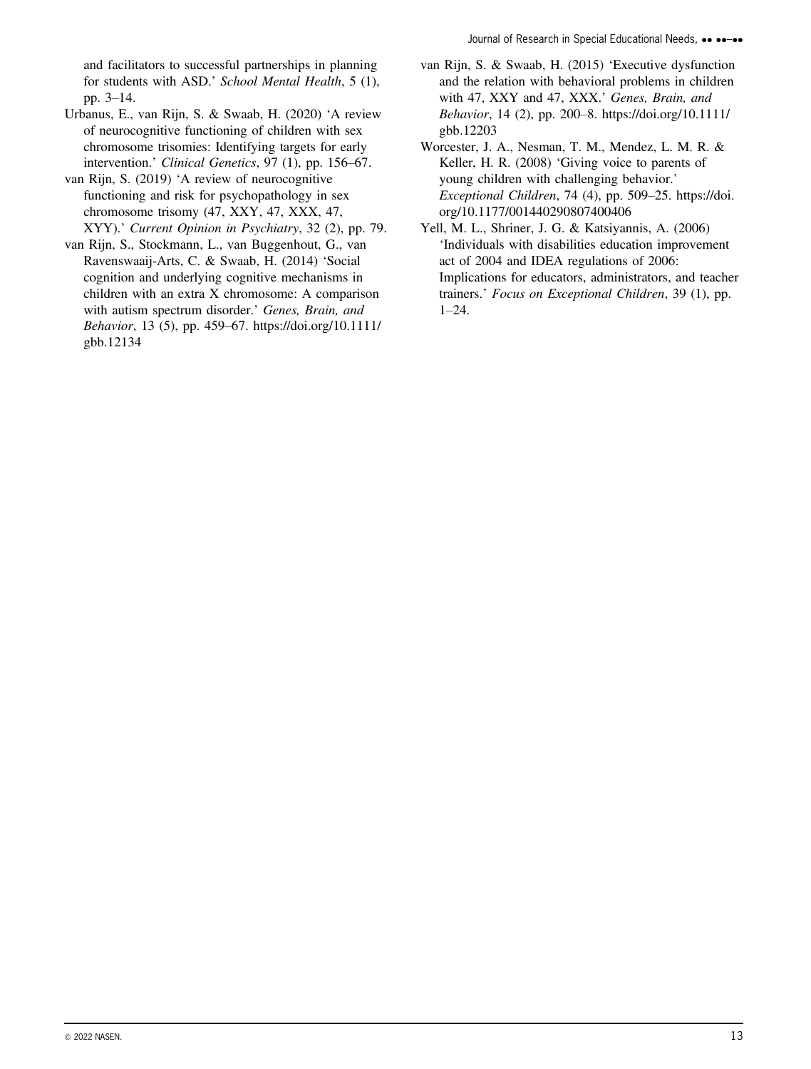and facilitators to successful partnerships in planning for students with ASD.' *School Mental Health*, 5 (1), pp. 3–14.

Urbanus, E., van Rijn, S. & Swaab, H. (2020) 'A review of neurocognitive functioning of children with sex chromosome trisomies: Identifying targets for early intervention.' *Clinical Genetics*, 97 (1), pp. 156–67.

van Rijn, S. (2019) 'A review of neurocognitive functioning and risk for psychopathology in sex chromosome trisomy (47, XXY, 47, XXX, 47, XYY).' *Current Opinion in Psychiatry*, 32 (2), pp. 79.

van Rijn, S., Stockmann, L., van Buggenhout, G., van Ravenswaaij-Arts, C. & Swaab, H. (2014) 'Social cognition and underlying cognitive mechanisms in children with an extra X chromosome: A comparison with autism spectrum disorder.' *Genes, Brain, and Behavior*, 13 (5), pp. 459–67. https://doi.org/10.1111/gbb.12134

van Rijn, S. & Swaab, H. (2015) 'Executive dysfunction and the relation with behavioral problems in children with 47, XXY and 47, XXX.' *Genes, Brain, and Behavior*, 14 (2), pp. 200–8. https://doi.org/10.1111/gbb.12203

Worcester, J. A., Nesman, T. M., Mendez, L. M. R. & Keller, H. R. (2008) 'Giving voice to parents of young children with challenging behavior.' *Exceptional Children*, 74 (4), pp. 509–25. https://doi.org/10.1177/001440290807400406

Yell, M. L., Shriner, J. G. & Katsiyannis, A. (2006) 'Individuals with disabilities education improvement act of 2004 and IDEA regulations of 2006: Implications for educators, administrators, and teacher trainers.' *Focus on Exceptional Children*, 39 (1), pp. 1–24.